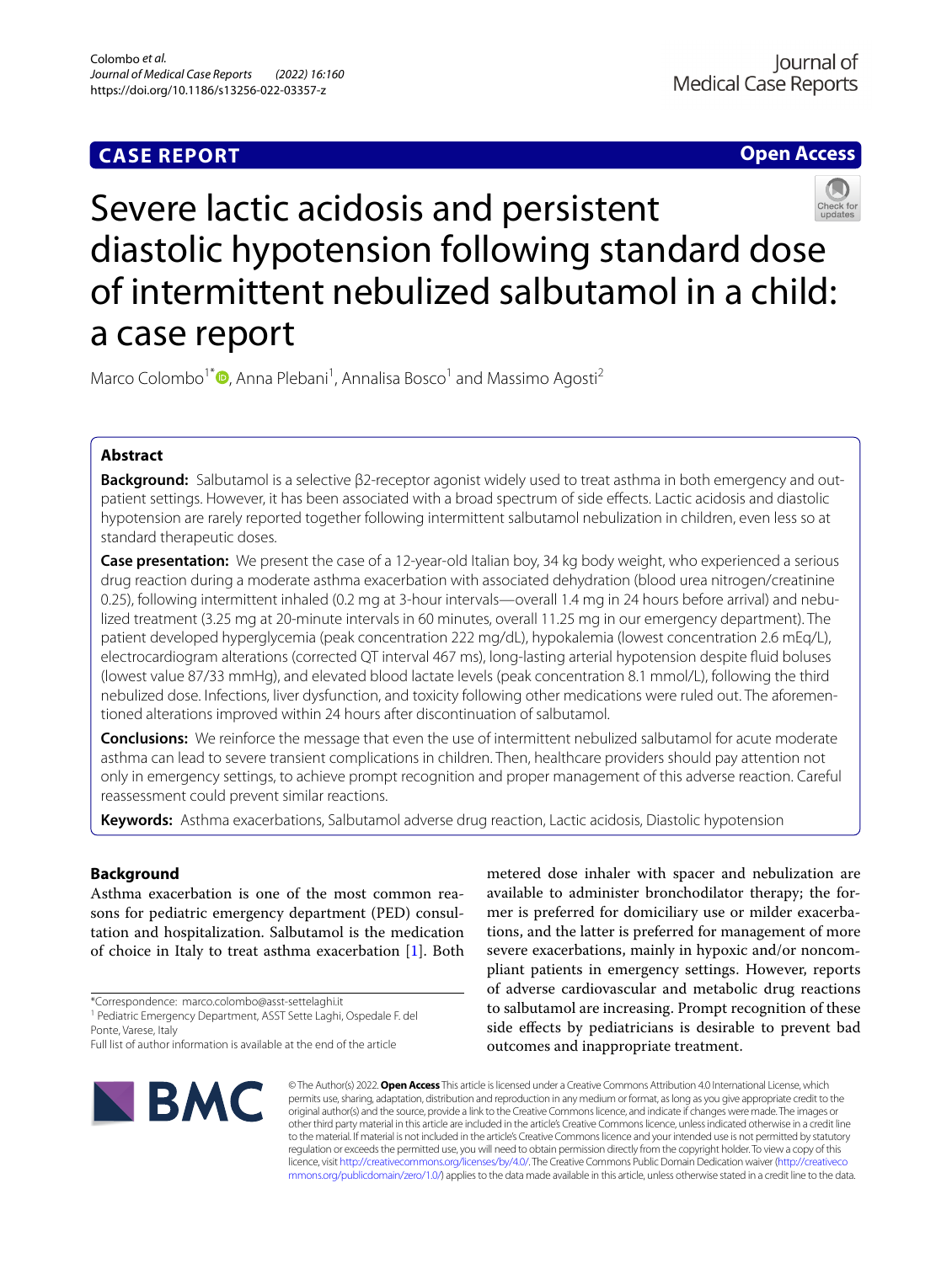CASE REPORT

Open Access

# Severe lactic acidosis and persistent diastolic hypotension following standard dose of intermittent nebulized salbutamol in a child: a case report

Marco Colombo[1*], Anna Plebani[1], Annalisa Bosco[1] and Massimo Agosti[2]

## Abstract

**Background:** Salbutamol is a selective β2-receptor agonist widely used to treat asthma in both emergency and outpatient settings. However, it has been associated with a broad spectrum of side effects. Lactic acidosis and diastolic hypotension are rarely reported together following intermittent salbutamol nebulization in children, even less so at standard therapeutic doses.

**Case presentation:** We present the case of a 12-year-old Italian boy, 34 kg body weight, who experienced a serious drug reaction during a moderate asthma exacerbation with associated dehydration (blood urea nitrogen/creatinine 0.25), following intermittent inhaled (0.2 mg at 3-hour intervals—overall 1.4 mg in 24 hours before arrival) and nebulized treatment (3.25 mg at 20-minute intervals in 60 minutes, overall 11.25 mg in our emergency department). The patient developed hyperglycemia (peak concentration 222 mg/dL), hypokalemia (lowest concentration 2.6 mEq/L), electrocardiogram alterations (corrected QT interval 467 ms), long-lasting arterial hypotension despite fluid boluses (lowest value 87/33 mmHg), and elevated blood lactate levels (peak concentration 8.1 mmol/L), following the third nebulized dose. Infections, liver dysfunction, and toxicity following other medications were ruled out. The aforementioned alterations improved within 24 hours after discontinuation of salbutamol.

**Conclusions:** We reinforce the message that even the use of intermittent nebulized salbutamol for acute moderate asthma can lead to severe transient complications in children. Then, healthcare providers should pay attention not only in emergency settings, to achieve prompt recognition and proper management of this adverse reaction. Careful reassessment could prevent similar reactions.

**Keywords:** Asthma exacerbations, Salbutamol adverse drug reaction, Lactic acidosis, Diastolic hypotension

## Background

Asthma exacerbation is one of the most common reasons for pediatric emergency department (PED) consultation and hospitalization. Salbutamol is the medication of choice in Italy to treat asthma exacerbation [1]. Both metered dose inhaler with spacer and nebulization are available to administer bronchodilator therapy; the former is preferred for domiciliary use or milder exacerbations, and the latter is preferred for management of more severe exacerbations, mainly in hypoxic and/or noncompliant patients in emergency settings. However, reports of adverse cardiovascular and metabolic drug reactions to salbutamol are increasing. Prompt recognition of these side effects by pediatricians is desirable to prevent bad outcomes and inappropriate treatment.

*Correspondence: marco.colombo@asst-settelaghi.it

[1] Pediatric Emergency Department, ASST Sette Laghi, Ospedale F. del Ponte, Varese, Italy

Full list of author information is available at the end of the article

© The Author(s) 2022. **Open Access** This article is licensed under a Creative Commons Attribution 4.0 International License, which permits use, sharing, adaptation, distribution and reproduction in any medium or format, as long as you give appropriate credit to the original author(s) and the source, provide a link to the Creative Commons licence, and indicate if changes were made. The images or other third party material in this article are included in the article's Creative Commons licence, unless indicated otherwise in a credit line to the material. If material is not included in the article's Creative Commons licence and your intended use is not permitted by statutory regulation or exceeds the permitted use, you will need to obtain permission directly from the copyright holder. To view a copy of this licence, visit http://creativecommons.org/licenses/by/4.0/. The Creative Commons Public Domain Dedication waiver (http://creativecommons.org/publicdomain/zero/1.0/) applies to the data made available in this article, unless otherwise stated in a credit line to the data.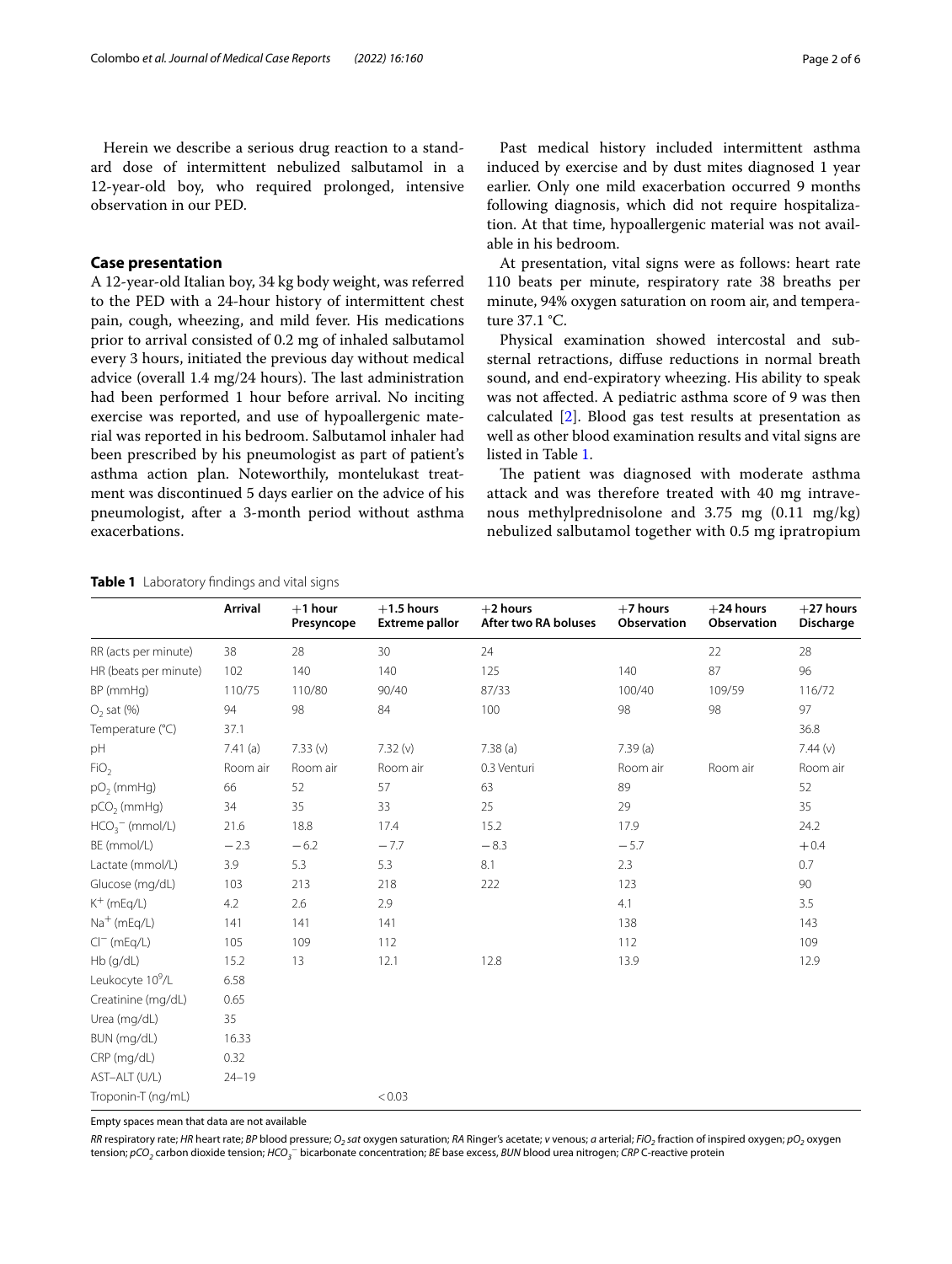Herein we describe a serious drug reaction to a standard dose of intermittent nebulized salbutamol in a 12-year-old boy, who required prolonged, intensive observation in our PED.

## Case presentation

A 12-year-old Italian boy, 34 kg body weight, was referred to the PED with a 24-hour history of intermittent chest pain, cough, wheezing, and mild fever. His medications prior to arrival consisted of 0.2 mg of inhaled salbutamol every 3 hours, initiated the previous day without medical advice (overall 1.4 mg/24 hours). The last administration had been performed 1 hour before arrival. No inciting exercise was reported, and use of hypoallergenic material was reported in his bedroom. Salbutamol inhaler had been prescribed by his pneumologist as part of patient's asthma action plan. Noteworthily, montelukast treatment was discontinued 5 days earlier on the advice of his pneumologist, after a 3-month period without asthma exacerbations.

Past medical history included intermittent asthma induced by exercise and by dust mites diagnosed 1 year earlier. Only one mild exacerbation occurred 9 months following diagnosis, which did not require hospitalization. At that time, hypoallergenic material was not available in his bedroom.

At presentation, vital signs were as follows: heart rate 110 beats per minute, respiratory rate 38 breaths per minute, 94% oxygen saturation on room air, and temperature 37.1 °C.

Physical examination showed intercostal and substernal retractions, diffuse reductions in normal breath sound, and end-expiratory wheezing. His ability to speak was not affected. A pediatric asthma score of 9 was then calculated [2]. Blood gas test results at presentation as well as other blood examination results and vital signs are listed in Table 1.

The patient was diagnosed with moderate asthma attack and was therefore treated with 40 mg intravenous methylprednisolone and 3.75 mg (0.11 mg/kg) nebulized salbutamol together with 0.5 mg ipratropium

**Table 1** Laboratory findings and vital signs

| | Arrival | +1 hour Presyncope | +1.5 hours Extreme pallor | +2 hours After two RA boluses | +7 hours Observation | +24 hours Observation | +27 hours Discharge |
|---|---|---|---|---|---|---|---|
| RR (acts per minute) | 38 | 28 | 30 | 24 | | 22 | 28 |
| HR (beats per minute) | 102 | 140 | 140 | 125 | 140 | 87 | 96 |
| BP (mmHg) | 110/75 | 110/80 | 90/40 | 87/33 | 100/40 | 109/59 | 116/72 |
| $O_2$ sat (%) | 94 | 98 | 84 | 100 | 98 | 98 | 97 |
| Temperature (°C) | 37.1 | | | | | | 36.8 |
| pH | 7.41 (a) | 7.33 (v) | 7.32 (v) | 7.38 (a) | 7.39 (a) | | 7.44 (v) |
| $FiO_2$ | Room air | Room air | Room air | 0.3 Venturi | Room air | Room air | Room air |
| $pO_2$ (mmHg) | 66 | 52 | 57 | 63 | 89 | | 52 |
| $pCO_2$ (mmHg) | 34 | 35 | 33 | 25 | 29 | | 35 |
| $HCO_3^-$ (mmol/L) | 21.6 | 18.8 | 17.4 | 15.2 | 17.9 | | 24.2 |
| BE (mmol/L) | −2.3 | −6.2 | −7.7 | −8.3 | −5.7 | | +0.4 |
| Lactate (mmol/L) | 3.9 | 5.3 | 5.3 | 8.1 | 2.3 | | 0.7 |
| Glucose (mg/dL) | 103 | 213 | 218 | 222 | 123 | | 90 |
| $K^+$ (mEq/L) | 4.2 | 2.6 | 2.9 | | 4.1 | | 3.5 |
| $Na^+$ (mEq/L) | 141 | 141 | 141 | | 138 | | 143 |
| $Cl^-$ (mEq/L) | 105 | 109 | 112 | | 112 | | 109 |
| Hb (g/dL) | 15.2 | 13 | 12.1 | 12.8 | 13.9 | | 12.9 |
| Leukocyte $10^9$/L | 6.58 | | | | | | |
| Creatinine (mg/dL) | 0.65 | | | | | | |
| Urea (mg/dL) | 35 | | | | | | |
| BUN (mg/dL) | 16.33 | | | | | | |
| CRP (mg/dL) | 0.32 | | | | | | |
| AST–ALT (U/L) | 24–19 | | | | | | |
| Troponin-T (ng/mL) | | | < 0.03 | | | | |

Empty spaces mean that data are not available

*RR* respiratory rate; *HR* heart rate; *BP* blood pressure; *$O_2$ sat* oxygen saturation; *RA* Ringer's acetate; *v* venous; *a* arterial; *$FiO_2$* fraction of inspired oxygen; *$pO_2$* oxygen tension; *$pCO_2$* carbon dioxide tension; *$HCO_3^-$* bicarbonate concentration; *BE* base excess, *BUN* blood urea nitrogen; *CRP* C-reactive protein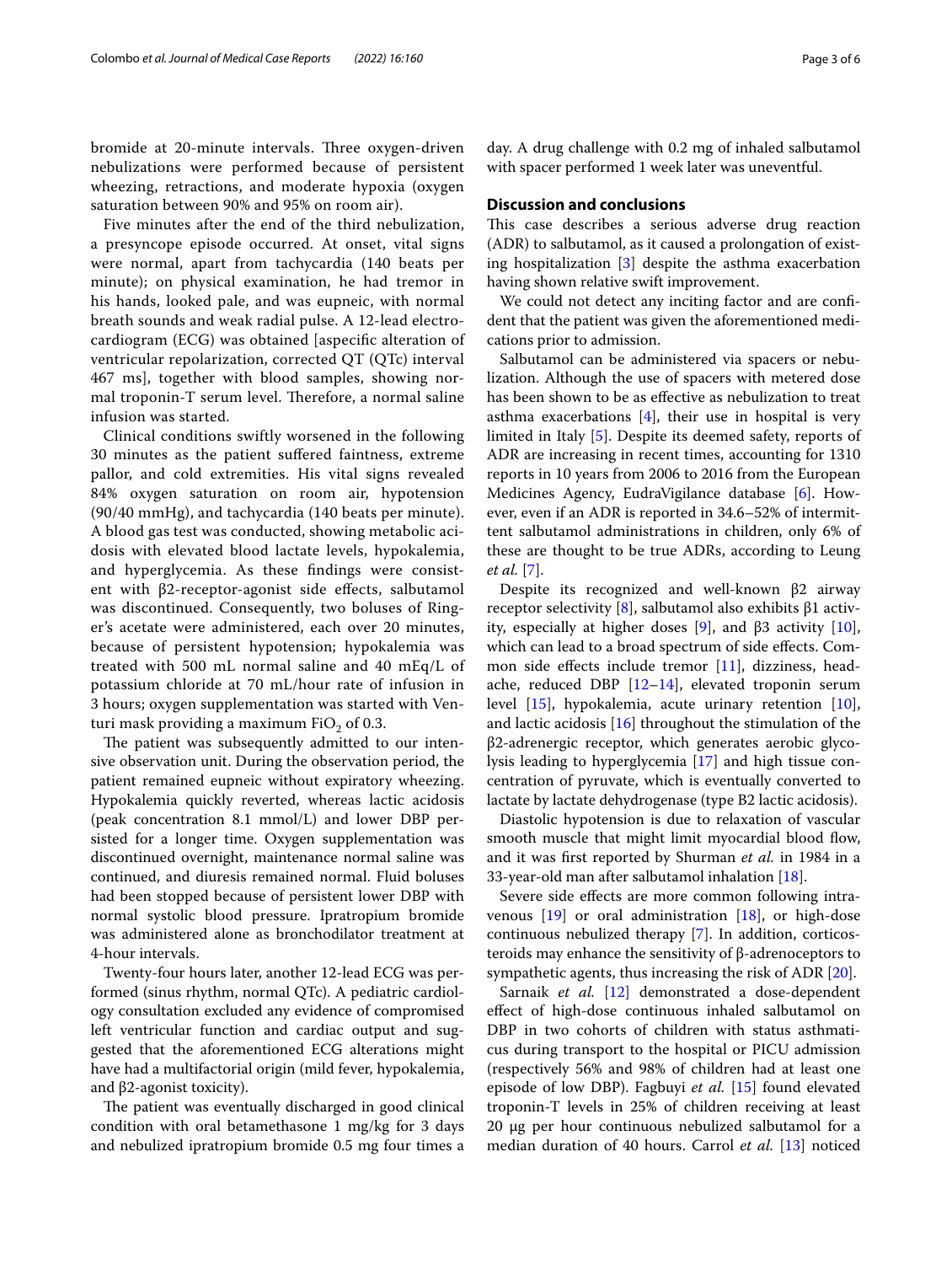bromide at 20-minute intervals. Three oxygen-driven nebulizations were performed because of persistent wheezing, retractions, and moderate hypoxia (oxygen saturation between 90% and 95% on room air).

Five minutes after the end of the third nebulization, a presyncope episode occurred. At onset, vital signs were normal, apart from tachycardia (140 beats per minute); on physical examination, he had tremor in his hands, looked pale, and was eupneic, with normal breath sounds and weak radial pulse. A 12-lead electrocardiogram (ECG) was obtained [aspecific alteration of ventricular repolarization, corrected QT (QTc) interval 467 ms], together with blood samples, showing normal troponin-T serum level. Therefore, a normal saline infusion was started.

Clinical conditions swiftly worsened in the following 30 minutes as the patient suffered faintness, extreme pallor, and cold extremities. His vital signs revealed 84% oxygen saturation on room air, hypotension (90/40 mmHg), and tachycardia (140 beats per minute). A blood gas test was conducted, showing metabolic acidosis with elevated blood lactate levels, hypokalemia, and hyperglycemia. As these findings were consistent with β2-receptor-agonist side effects, salbutamol was discontinued. Consequently, two boluses of Ringer's acetate were administered, each over 20 minutes, because of persistent hypotension; hypokalemia was treated with 500 mL normal saline and 40 mEq/L of potassium chloride at 70 mL/hour rate of infusion in 3 hours; oxygen supplementation was started with Venturi mask providing a maximum $FiO_2$ of 0.3.

The patient was subsequently admitted to our intensive observation unit. During the observation period, the patient remained eupneic without expiratory wheezing. Hypokalemia quickly reverted, whereas lactic acidosis (peak concentration 8.1 mmol/L) and lower DBP persisted for a longer time. Oxygen supplementation was discontinued overnight, maintenance normal saline was continued, and diuresis remained normal. Fluid boluses had been stopped because of persistent lower DBP with normal systolic blood pressure. Ipratropium bromide was administered alone as bronchodilator treatment at 4-hour intervals.

Twenty-four hours later, another 12-lead ECG was performed (sinus rhythm, normal QTc). A pediatric cardiology consultation excluded any evidence of compromised left ventricular function and cardiac output and suggested that the aforementioned ECG alterations might have had a multifactorial origin (mild fever, hypokalemia, and β2-agonist toxicity).

The patient was eventually discharged in good clinical condition with oral betamethasone 1 mg/kg for 3 days and nebulized ipratropium bromide 0.5 mg four times a day. A drug challenge with 0.2 mg of inhaled salbutamol with spacer performed 1 week later was uneventful.

## Discussion and conclusions

This case describes a serious adverse drug reaction (ADR) to salbutamol, as it caused a prolongation of existing hospitalization [3] despite the asthma exacerbation having shown relative swift improvement.

We could not detect any inciting factor and are confident that the patient was given the aforementioned medications prior to admission.

Salbutamol can be administered via spacers or nebulization. Although the use of spacers with metered dose has been shown to be as effective as nebulization to treat asthma exacerbations [4], their use in hospital is very limited in Italy [5]. Despite its deemed safety, reports of ADR are increasing in recent times, accounting for 1310 reports in 10 years from 2006 to 2016 from the European Medicines Agency, EudraVigilance database [6]. However, even if an ADR is reported in 34.6–52% of intermittent salbutamol administrations in children, only 6% of these are thought to be true ADRs, according to Leung *et al.* [7].

Despite its recognized and well-known β2 airway receptor selectivity [8], salbutamol also exhibits β1 activity, especially at higher doses [9], and β3 activity [10], which can lead to a broad spectrum of side effects. Common side effects include tremor [11], dizziness, headache, reduced DBP [12–14], elevated troponin serum level [15], hypokalemia, acute urinary retention [10], and lactic acidosis [16] throughout the stimulation of the β2-adrenergic receptor, which generates aerobic glycolysis leading to hyperglycemia [17] and high tissue concentration of pyruvate, which is eventually converted to lactate by lactate dehydrogenase (type B2 lactic acidosis).

Diastolic hypotension is due to relaxation of vascular smooth muscle that might limit myocardial blood flow, and it was first reported by Shurman *et al.* in 1984 in a 33-year-old man after salbutamol inhalation [18].

Severe side effects are more common following intravenous [19] or oral administration [18], or high-dose continuous nebulized therapy [7]. In addition, corticosteroids may enhance the sensitivity of β-adrenoceptors to sympathetic agents, thus increasing the risk of ADR [20].

Sarnaik *et al.* [12] demonstrated a dose-dependent effect of high-dose continuous inhaled salbutamol on DBP in two cohorts of children with status asthmaticus during transport to the hospital or PICU admission (respectively 56% and 98% of children had at least one episode of low DBP). Fagbuyi *et al.* [15] found elevated troponin-T levels in 25% of children receiving at least 20 μg per hour continuous nebulized salbutamol for a median duration of 40 hours. Carrol *et al.* [13] noticed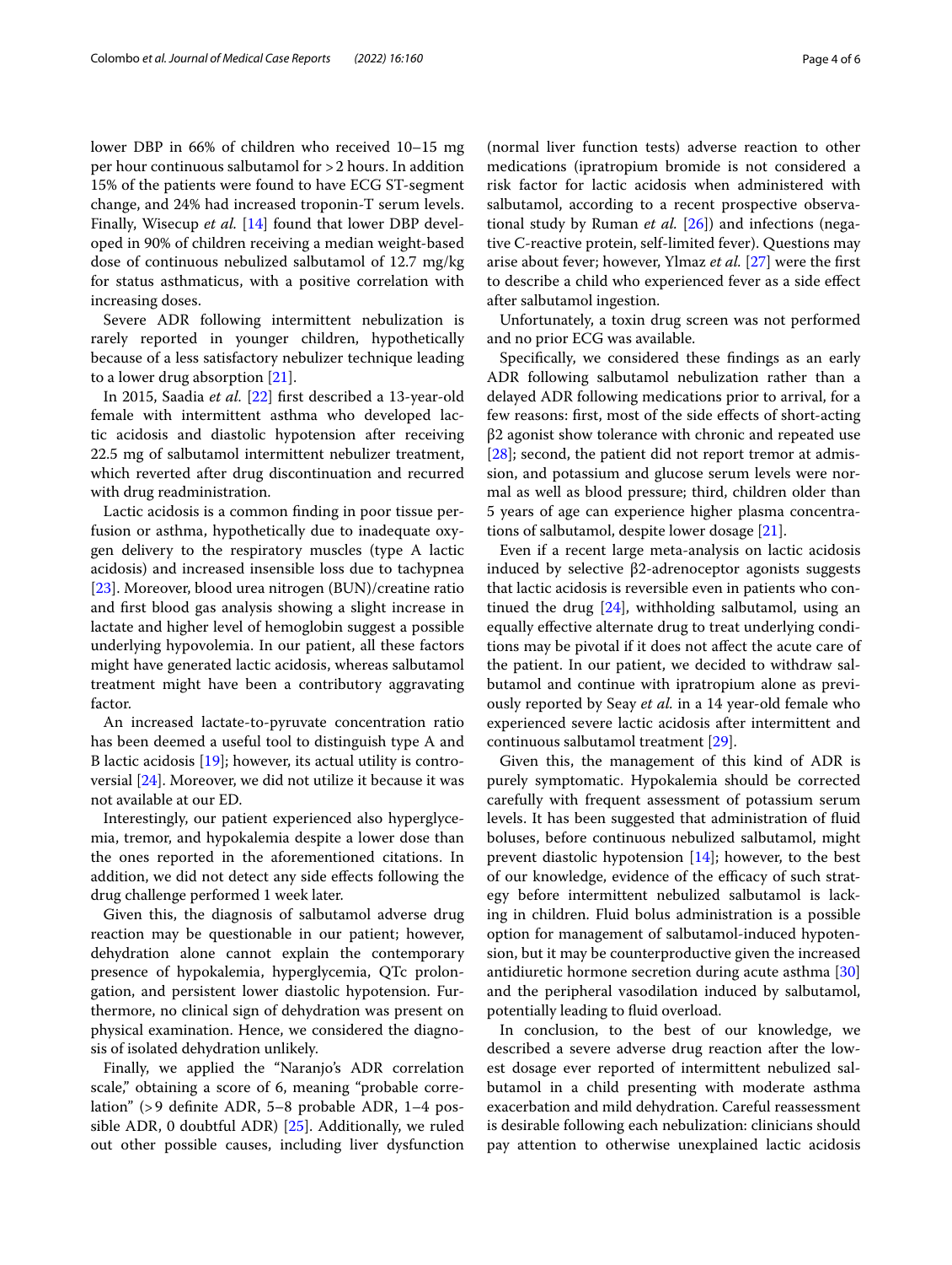lower DBP in 66% of children who received 10–15 mg per hour continuous salbutamol for >2 hours. In addition 15% of the patients were found to have ECG ST-segment change, and 24% had increased troponin-T serum levels. Finally, Wisecup *et al.* [14] found that lower DBP developed in 90% of children receiving a median weight-based dose of continuous nebulized salbutamol of 12.7 mg/kg for status asthmaticus, with a positive correlation with increasing doses.

Severe ADR following intermittent nebulization is rarely reported in younger children, hypothetically because of a less satisfactory nebulizer technique leading to a lower drug absorption [21].

In 2015, Saadia *et al.* [22] first described a 13-year-old female with intermittent asthma who developed lactic acidosis and diastolic hypotension after receiving 22.5 mg of salbutamol intermittent nebulizer treatment, which reverted after drug discontinuation and recurred with drug readministration.

Lactic acidosis is a common finding in poor tissue perfusion or asthma, hypothetically due to inadequate oxygen delivery to the respiratory muscles (type A lactic acidosis) and increased insensible loss due to tachypnea [23]. Moreover, blood urea nitrogen (BUN)/creatine ratio and first blood gas analysis showing a slight increase in lactate and higher level of hemoglobin suggest a possible underlying hypovolemia. In our patient, all these factors might have generated lactic acidosis, whereas salbutamol treatment might have been a contributory aggravating factor.

An increased lactate-to-pyruvate concentration ratio has been deemed a useful tool to distinguish type A and B lactic acidosis [19]; however, its actual utility is controversial [24]. Moreover, we did not utilize it because it was not available at our ED.

Interestingly, our patient experienced also hyperglycemia, tremor, and hypokalemia despite a lower dose than the ones reported in the aforementioned citations. In addition, we did not detect any side effects following the drug challenge performed 1 week later.

Given this, the diagnosis of salbutamol adverse drug reaction may be questionable in our patient; however, dehydration alone cannot explain the contemporary presence of hypokalemia, hyperglycemia, QTc prolongation, and persistent lower diastolic hypotension. Furthermore, no clinical sign of dehydration was present on physical examination. Hence, we considered the diagnosis of isolated dehydration unlikely.

Finally, we applied the "Naranjo's ADR correlation scale," obtaining a score of 6, meaning "probable correlation" (>9 definite ADR, 5–8 probable ADR, 1–4 possible ADR, 0 doubtful ADR) [25]. Additionally, we ruled out other possible causes, including liver dysfunction (normal liver function tests) adverse reaction to other medications (ipratropium bromide is not considered a risk factor for lactic acidosis when administered with salbutamol, according to a recent prospective observational study by Ruman *et al.* [26]) and infections (negative C-reactive protein, self-limited fever). Questions may arise about fever; however, Ylmaz *et al.* [27] were the first to describe a child who experienced fever as a side effect after salbutamol ingestion.

Unfortunately, a toxin drug screen was not performed and no prior ECG was available.

Specifically, we considered these findings as an early ADR following salbutamol nebulization rather than a delayed ADR following medications prior to arrival, for a few reasons: first, most of the side effects of short-acting β2 agonist show tolerance with chronic and repeated use [28]; second, the patient did not report tremor at admission, and potassium and glucose serum levels were normal as well as blood pressure; third, children older than 5 years of age can experience higher plasma concentrations of salbutamol, despite lower dosage [21].

Even if a recent large meta-analysis on lactic acidosis induced by selective β2-adrenoceptor agonists suggests that lactic acidosis is reversible even in patients who continued the drug [24], withholding salbutamol, using an equally effective alternate drug to treat underlying conditions may be pivotal if it does not affect the acute care of the patient. In our patient, we decided to withdraw salbutamol and continue with ipratropium alone as previously reported by Seay *et al.* in a 14 year-old female who experienced severe lactic acidosis after intermittent and continuous salbutamol treatment [29].

Given this, the management of this kind of ADR is purely symptomatic. Hypokalemia should be corrected carefully with frequent assessment of potassium serum levels. It has been suggested that administration of fluid boluses, before continuous nebulized salbutamol, might prevent diastolic hypotension [14]; however, to the best of our knowledge, evidence of the efficacy of such strategy before intermittent nebulized salbutamol is lacking in children. Fluid bolus administration is a possible option for management of salbutamol-induced hypotension, but it may be counterproductive given the increased antidiuretic hormone secretion during acute asthma [30] and the peripheral vasodilation induced by salbutamol, potentially leading to fluid overload.

In conclusion, to the best of our knowledge, we described a severe adverse drug reaction after the lowest dosage ever reported of intermittent nebulized salbutamol in a child presenting with moderate asthma exacerbation and mild dehydration. Careful reassessment is desirable following each nebulization: clinicians should pay attention to otherwise unexplained lactic acidosis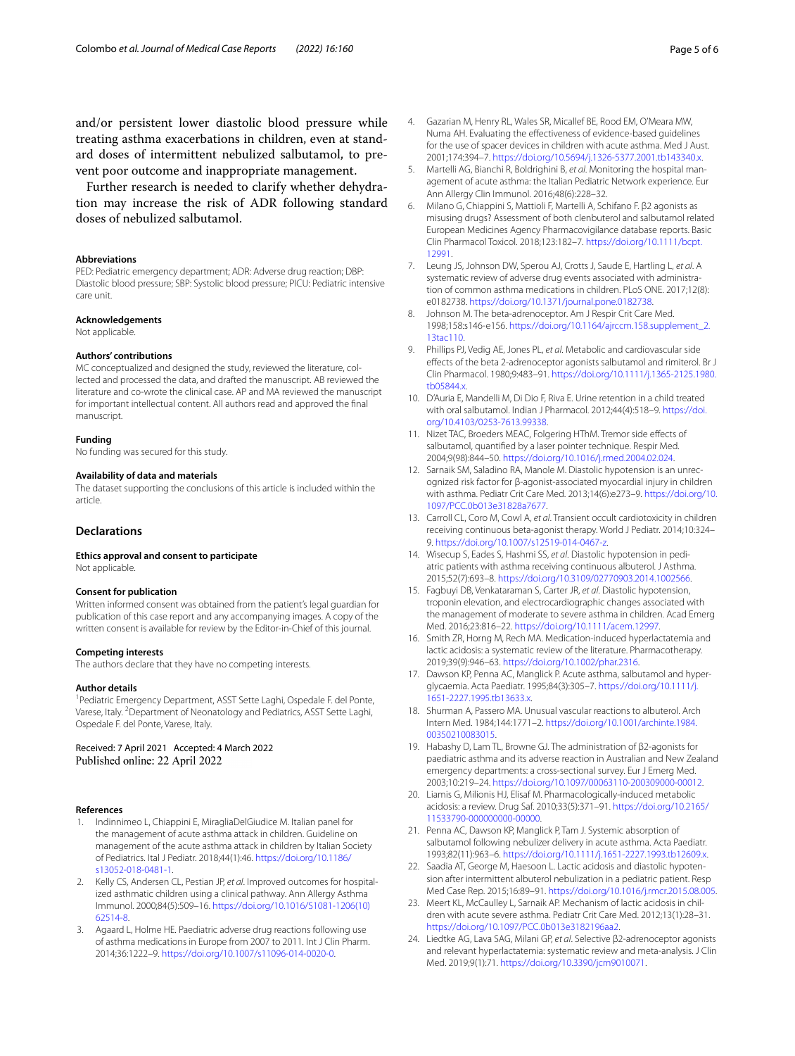and/or persistent lower diastolic blood pressure while treating asthma exacerbations in children, even at standard doses of intermittent nebulized salbutamol, to prevent poor outcome and inappropriate management.

Further research is needed to clarify whether dehydration may increase the risk of ADR following standard doses of nebulized salbutamol.

#### Abbreviations

PED: Pediatric emergency department; ADR: Adverse drug reaction; DBP: Diastolic blood pressure; SBP: Systolic blood pressure; PICU: Pediatric intensive care unit.

#### Acknowledgements

Not applicable.

#### Authors' contributions

MC conceptualized and designed the study, reviewed the literature, collected and processed the data, and drafted the manuscript. AB reviewed the literature and co-wrote the clinical case. AP and MA reviewed the manuscript for important intellectual content. All authors read and approved the final manuscript.

#### Funding

No funding was secured for this study.

#### Availability of data and materials

The dataset supporting the conclusions of this article is included within the article.

## Declarations

#### Ethics approval and consent to participate

Not applicable.

#### Consent for publication

Written informed consent was obtained from the patient's legal guardian for publication of this case report and any accompanying images. A copy of the written consent is available for review by the Editor-in-Chief of this journal.

#### Competing interests

The authors declare that they have no competing interests.

#### Author details

[1]Pediatric Emergency Department, ASST Sette Laghi, Ospedale F. del Ponte, Varese, Italy. [2]Department of Neonatology and Pediatrics, ASST Sette Laghi, Ospedale F. del Ponte, Varese, Italy.

Received: 7 April 2021 Accepted: 4 March 2022
Published online: 22 April 2022

#### References

1. Indinnimeo L, Chiappini E, MiragliaDelGiudice M. Italian panel for the management of acute asthma attack in children. Guideline on management of the acute asthma attack in children by Italian Society of Pediatrics. Ital J Pediatr. 2018;44(1):46. https://doi.org/10.1186/s13052-018-0481-1.
2. Kelly CS, Andersen CL, Pestian JP, *et al*. Improved outcomes for hospitalized asthmatic children using a clinical pathway. Ann Allergy Asthma Immunol. 2000;84(5):509–16. https://doi.org/10.1016/S1081-1206(10)62514-8.
3. Agaard L, Holme HE. Paediatric adverse drug reactions following use of asthma medications in Europe from 2007 to 2011. Int J Clin Pharm. 2014;36:1222–9. https://doi.org/10.1007/s11096-014-0020-0.
4. Gazarian M, Henry RL, Wales SR, Micallef BE, Rood EM, O'Meara MW, Numa AH. Evaluating the effectiveness of evidence-based guidelines for the use of spacer devices in children with acute asthma. Med J Aust. 2001;174:394–7. https://doi.org/10.5694/j.1326-5377.2001.tb143340.x.
5. Martelli AG, Bianchi R, Boldrighini B, *et al*. Monitoring the hospital management of acute asthma: the Italian Pediatric Network experience. Eur Ann Allergy Clin Immunol. 2016;48(6):228–32.
6. Milano G, Chiappini S, Mattioli F, Martelli A, Schifano F. β2 agonists as misusing drugs? Assessment of both clenbuterol and salbutamol related European Medicines Agency Pharmacovigilance database reports. Basic Clin Pharmacol Toxicol. 2018;123:182–7. https://doi.org/10.1111/bcpt.12991.
7. Leung JS, Johnson DW, Sperou AJ, Crotts J, Saude E, Hartling L, *et al*. A systematic review of adverse drug events associated with administration of common asthma medications in children. PLoS ONE. 2017;12(8):e0182738. https://doi.org/10.1371/journal.pone.0182738.
8. Johnson M. The beta-adrenoceptor. Am J Respir Crit Care Med. 1998;158:s146-e156. https://doi.org/10.1164/ajrccm.158.supplement_2.13tac110.
9. Phillips PJ, Vedig AE, Jones PL, *et al*. Metabolic and cardiovascular side effects of the beta 2-adrenoceptor agonists salbutamol and rimiterol. Br J Clin Pharmacol. 1980;9:483–91. https://doi.org/10.1111/j.1365-2125.1980.tb05844.x.
10. D'Auria E, Mandelli M, Di Dio F, Riva E. Urine retention in a child treated with oral salbutamol. Indian J Pharmacol. 2012;44(4):518–9. https://doi.org/10.4103/0253-7613.99338.
11. Nizet TAC, Broeders MEAC, Folgering HThM. Tremor side effects of salbutamol, quantified by a laser pointer technique. Respir Med. 2004;9(98):844–50. https://doi.org/10.1016/j.rmed.2004.02.024.
12. Sarnaik SM, Saladino RA, Manole M. Diastolic hypotension is an unrecognized risk factor for β-agonist-associated myocardial injury in children with asthma. Pediatr Crit Care Med. 2013;14(6):e273–9. https://doi.org/10.1097/PCC.0b013e31828a7677.
13. Carroll CL, Coro M, Cowl A, *et al*. Transient occult cardiotoxicity in children receiving continuous beta-agonist therapy. World J Pediatr. 2014;10:324–9. https://doi.org/10.1007/s12519-014-0467-z.
14. Wisecup S, Eades S, Hashmi SS, *et al*. Diastolic hypotension in pediatric patients with asthma receiving continuous albuterol. J Asthma. 2015;52(7):693–8. https://doi.org/10.3109/02770903.2014.1002566.
15. Fagbuyi DB, Venkataraman S, Carter JR, *et al*. Diastolic hypotension, troponin elevation, and electrocardiographic changes associated with the management of moderate to severe asthma in children. Acad Emerg Med. 2016;23:816–22. https://doi.org/10.1111/acem.12997.
16. Smith ZR, Horng M, Rech MA. Medication-induced hyperlactatemia and lactic acidosis: a systematic review of the literature. Pharmacotherapy. 2019;39(9):946–63. https://doi.org/10.1002/phar.2316.
17. Dawson KP, Penna AC, Manglick P. Acute asthma, salbutamol and hyperglycaemia. Acta Paediatr. 1995;84(3):305–7. https://doi.org/10.1111/j.1651-2227.1995.tb13633.x.
18. Shurman A, Passero MA. Unusual vascular reactions to albuterol. Arch Intern Med. 1984;144:1771–2. https://doi.org/10.1001/archinte.1984.00350210083015.
19. Habashy D, Lam TL, Browne GJ. The administration of β2-agonists for paediatric asthma and its adverse reaction in Australian and New Zealand emergency departments: a cross-sectional survey. Eur J Emerg Med. 2003;10:219–24. https://doi.org/10.1097/00063110-200309000-00012.
20. Liamis G, Milionis HJ, Elisaf M. Pharmacologically-induced metabolic acidosis: a review. Drug Saf. 2010;33(5):371–91. https://doi.org/10.2165/11533790-000000000-00000.
21. Penna AC, Dawson KP, Manglick P, Tam J. Systemic absorption of salbutamol following nebulizer delivery in acute asthma. Acta Paediatr. 1993;82(11):963–6. https://doi.org/10.1111/j.1651-2227.1993.tb12609.x.
22. Saadia AT, George M, Haesoon L. Lactic acidosis and diastolic hypotension after intermittent albuterol nebulization in a pediatric patient. Resp Med Case Rep. 2015;16:89–91. https://doi.org/10.1016/j.rmcr.2015.08.005.
23. Meert KL, McCaulley L, Sarnaik AP. Mechanism of lactic acidosis in children with acute severe asthma. Pediatr Crit Care Med. 2012;13(1):28–31. https://doi.org/10.1097/PCC.0b013e3182196aa2.
24. Liedtke AG, Lava SAG, Milani GP, *et al*. Selective β2-adrenoceptor agonists and relevant hyperlactatemia: systematic review and meta-analysis. J Clin Med. 2019;9(1):71. https://doi.org/10.3390/jcm9010071.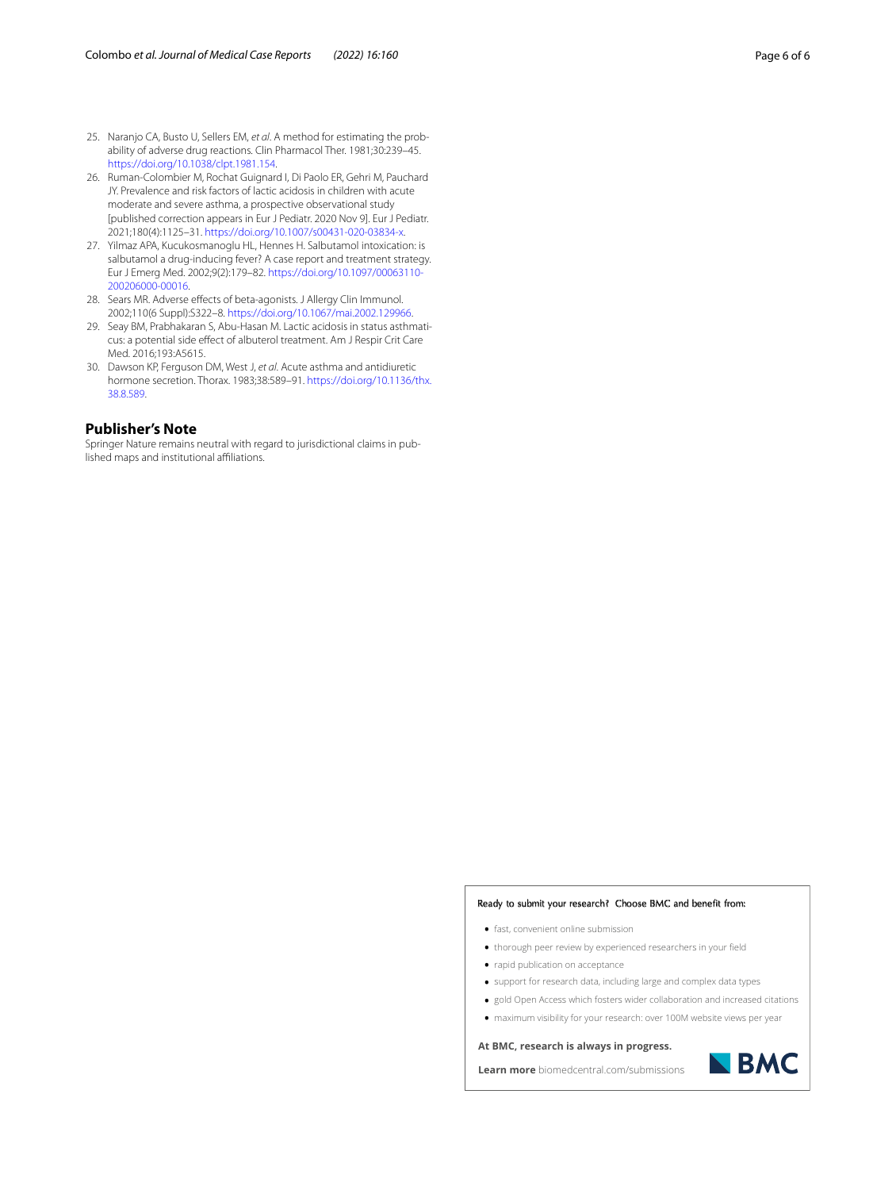25. Naranjo CA, Busto U, Sellers EM, *et al*. A method for estimating the probability of adverse drug reactions. Clin Pharmacol Ther. 1981;30:239–45. https://doi.org/10.1038/clpt.1981.154.
26. Ruman-Colombier M, Rochat Guignard I, Di Paolo ER, Gehri M, Pauchard JY. Prevalence and risk factors of lactic acidosis in children with acute moderate and severe asthma, a prospective observational study [published correction appears in Eur J Pediatr. 2020 Nov 9]. Eur J Pediatr. 2021;180(4):1125–31. https://doi.org/10.1007/s00431-020-03834-x.
27. Yilmaz APA, Kucukosmanoglu HL, Hennes H. Salbutamol intoxication: is salbutamol a drug-inducing fever? A case report and treatment strategy. Eur J Emerg Med. 2002;9(2):179–82. https://doi.org/10.1097/00063110-200206000-00016.
28. Sears MR. Adverse effects of beta-agonists. J Allergy Clin Immunol. 2002;110(6 Suppl):S322–8. https://doi.org/10.1067/mai.2002.129966.
29. Seay BM, Prabhakaran S, Abu-Hasan M. Lactic acidosis in status asthmaticus: a potential side effect of albuterol treatment. Am J Respir Crit Care Med. 2016;193:A5615.
30. Dawson KP, Ferguson DM, West J, *et al.* Acute asthma and antidiuretic hormone secretion. Thorax. 1983;38:589–91. https://doi.org/10.1136/thx.38.8.589.

## Publisher's Note

Springer Nature remains neutral with regard to jurisdictional claims in published maps and institutional affiliations.

Ready to submit your research? Choose BMC and benefit from:

- fast, convenient online submission
- thorough peer review by experienced researchers in your field
- rapid publication on acceptance
- support for research data, including large and complex data types
- gold Open Access which fosters wider collaboration and increased citations
- maximum visibility for your research: over 100M website views per year

**At BMC, research is always in progress.**

**Learn more** biomedcentral.com/submissions

BMC